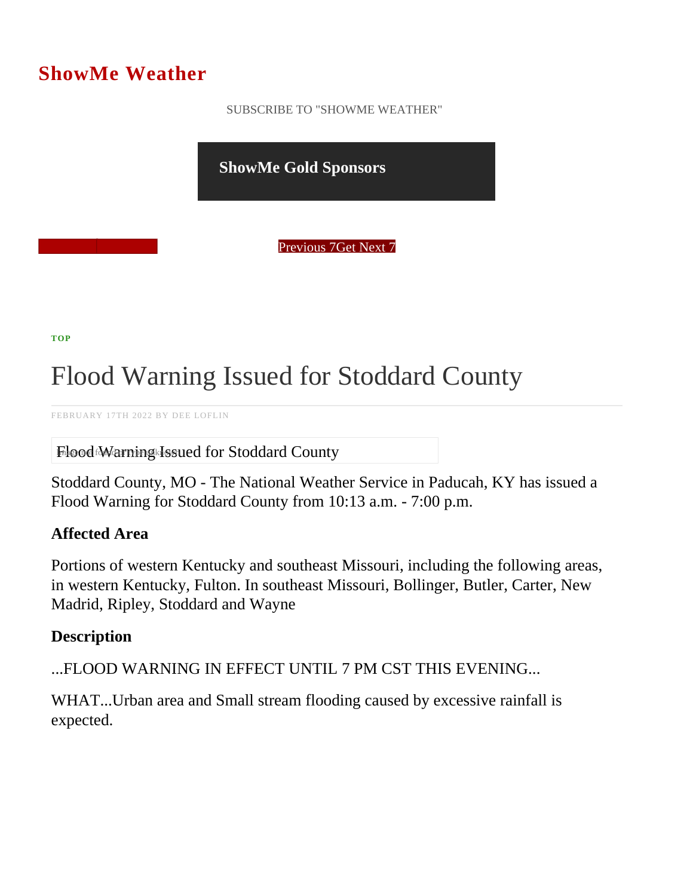# ShowMe Weather

SUBSCRIBE TO "SHOWME WEATHER"

**ShowMe Gold Sponsors**

Previous 7Get Next 7

**TOP**

# Flood Warning Issued for Stoddard County

FEBRUARY 17TH 2022 BY DEE LOFLIN

Flood Warning Issued for Stoddard County

Stoddard County, MO - The National Weather Service in Paducah, KY has issued a Flood Warning for Stoddard County from 10:13 a.m. - 7:00 p.m.

### Affected Area

Portions of western Kentucky and southeast Missouri, including the following areas, in western Kentucky, Fulton. In southeast Missouri, Bollinger, Butler, Carter, New Madrid, Ripley, Stoddard and Wayne

### Description

...FLOOD WARNING IN EFFECT UNTIL 7 PM CST THIS EVENING...

WHAT...Urban area and Small stream flooding caused by excessive rainfall is expected.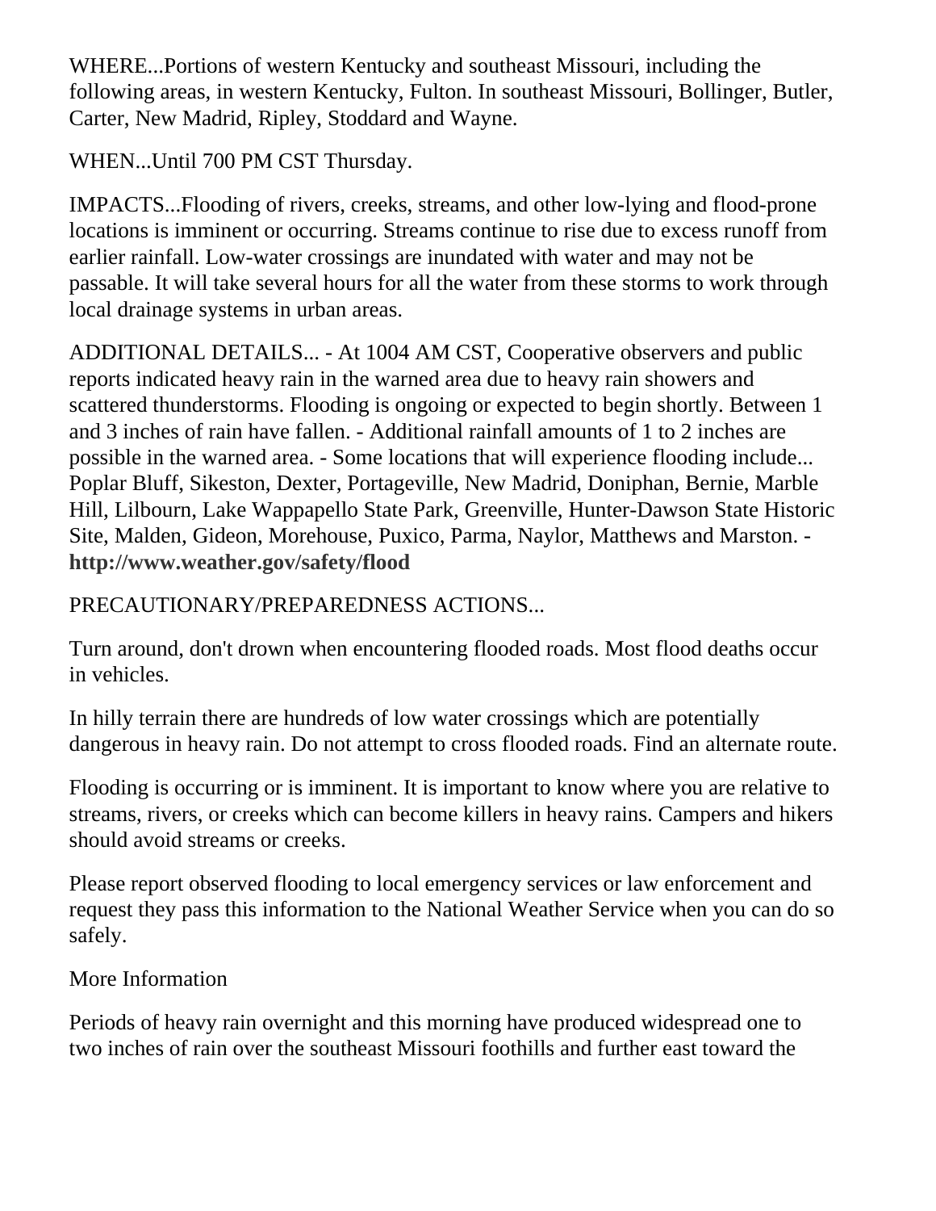WHERE...Portions of western Kentucky and southeast Missouri, including the following areas, in western Kentucky, Fulton. In southeast Missouri, Bollinger, Butler, Carter, New Madrid, Ripley, Stoddard and Wayne.

WHEN...Until 700 PM CST Thursday.

IMPACTS...Flooding of rivers, creeks, streams, and other low-lying and flood-prone locations is imminent or occurring. Streams continue to rise due to excess runoff from earlier rainfall. Low-water crossings are inundated with water and may not be passable. It will take several hours for all the water from these storms to work through local drainage systems in urban areas.

ADDITIONAL DETAILS... - At 1004 AM CST, Cooperative observers and public reports indicated heavy rain in the warned area due to heavy rain showers and scattered thunderstorms. Flooding is ongoing or expected to begin shortly. Between 1 and 3 inches of rain have fallen. - Additional rainfall amounts of 1 to 2 inches are possible in the warned area. - Some locations that will experience flooding include... Poplar Bluff, Sikeston, Dexter, Portageville, New Madrid, Doniphan, Bernie, Marble Hill, Lilbourn, Lake Wappapello State Park, Greenville, Hunter-Dawson State Historic Site, Malden, Gideon, Morehouse, Puxico, Parma, Naylor, Matthews and Marston. - **http://www.weather.gov/safety/flood**

PRECAUTIONARY/PREPAREDNESS ACTIONS...

Turn around, don't drown when encountering flooded roads. Most flood deaths occur in vehicles.

In hilly terrain there are hundreds of low water crossings which are potentially dangerous in heavy rain. Do not attempt to cross flooded roads. Find an alternate route.

Flooding is occurring or is imminent. It is important to know where you are relative to streams, rivers, or creeks which can become killers in heavy rains. Campers and hikers should avoid streams or creeks.

Please report observed flooding to local emergency services or law enforcement and request they pass this information to the National Weather Service when you can do so safely.

More Information

Periods of heavy rain overnight and this morning have produced widespread one to two inches of rain over the southeast Missouri foothills and further east toward the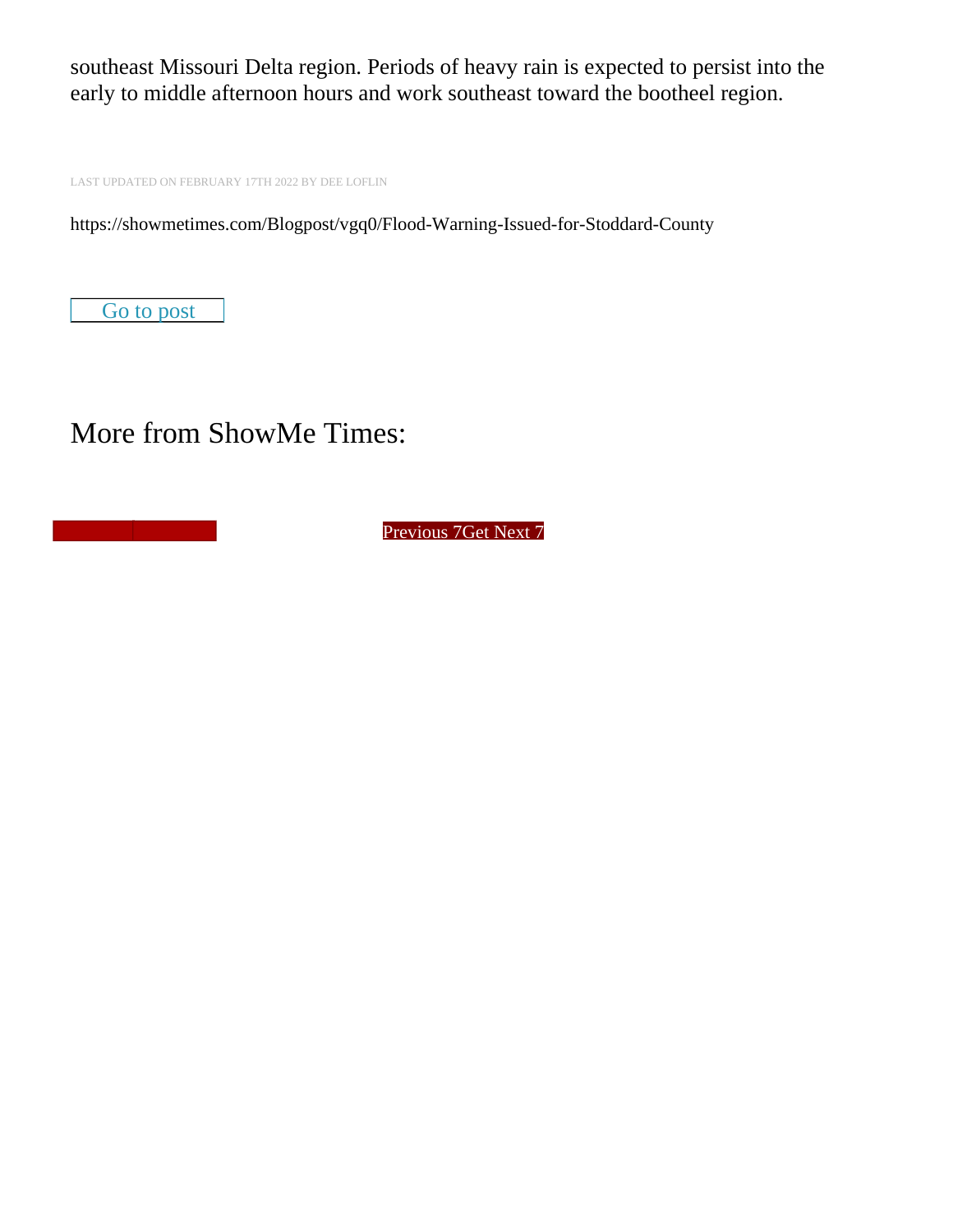southeast Missouri Delta region. Periods of heavy rain is expected to persist into the early to middle afternoon hours and work southeast toward the bootheel region.

LAST UPDATED ON FEBRUARY 17TH 2022 BY DEE LOFLIN

https://showmetimes.com/Blogpost/vgq0/Flood-Warning-Issued-for-Stoddard-County

Go to post

## More from ShowMe Times:

Previous 7Get Next 7